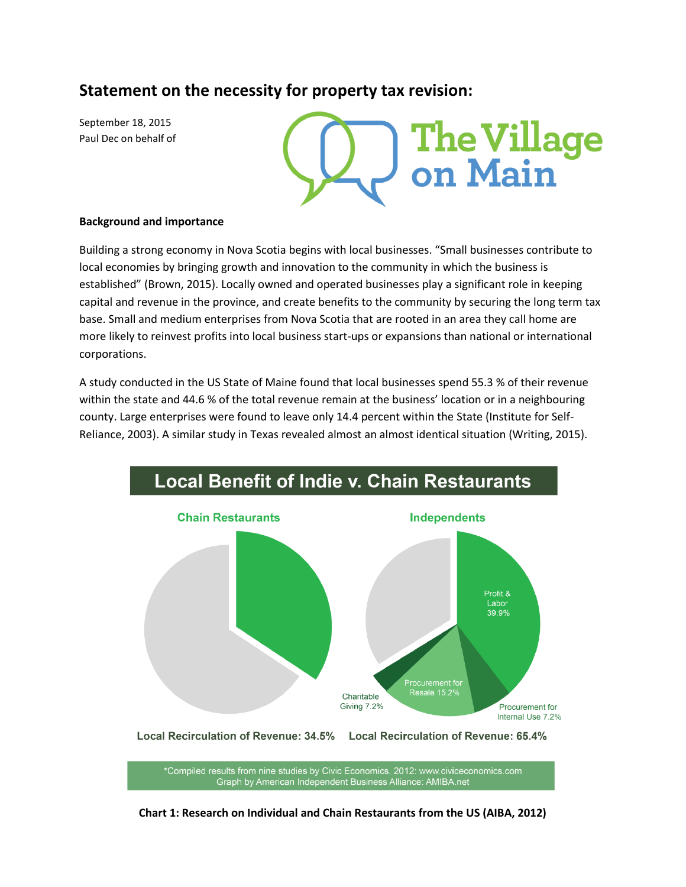# Statement on the necessity for property tax revision:

September 18, 2015
Paul Dec on behalf of

The Village on Main

### Background and importance

Building a strong economy in Nova Scotia begins with local businesses. "Small businesses contribute to local economies by bringing growth and innovation to the community in which the business is established" (Brown, 2015). Locally owned and operated businesses play a significant role in keeping capital and revenue in the province, and create benefits to the community by securing the long term tax base. Small and medium enterprises from Nova Scotia that are rooted in an area they call home are more likely to reinvest profits into local business start-ups or expansions than national or international corporations.

A study conducted in the US State of Maine found that local businesses spend 55.3 % of their revenue within the state and 44.6 % of the total revenue remain at the business' location or in a neighbouring county. Large enterprises were found to leave only 14.4 percent within the State (Institute for Self-Reliance, 2003). A similar study in Texas revealed almost an almost identical situation (Writing, 2015).

**Local Benefit of Indie v. Chain Restaurants**

Chain Restaurants — Local Recirculation of Revenue: 34.5%

Independents — Profit & Labor 39.9%; Procurement for Internal Use 7.2%; Procurement for Resale 15.2%; Charitable Giving 7.2% — Local Recirculation of Revenue: 65.4%

*Compiled results from nine studies by Civic Economics, 2012: www.civiceconomics.com
Graph by American Independent Business Alliance: AMIBA.net

**Chart 1: Research on Individual and Chain Restaurants from the US (AIBA, 2012)**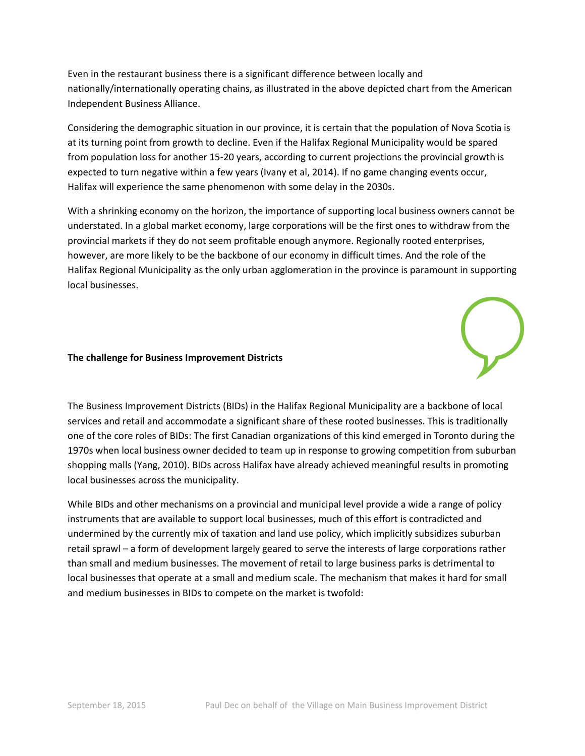Even in the restaurant business there is a significant difference between locally and nationally/internationally operating chains, as illustrated in the above depicted chart from the American Independent Business Alliance.

Considering the demographic situation in our province, it is certain that the population of Nova Scotia is at its turning point from growth to decline. Even if the Halifax Regional Municipality would be spared from population loss for another 15-20 years, according to current projections the provincial growth is expected to turn negative within a few years (Ivany et al, 2014). If no game changing events occur, Halifax will experience the same phenomenon with some delay in the 2030s.

With a shrinking economy on the horizon, the importance of supporting local business owners cannot be understated. In a global market economy, large corporations will be the first ones to withdraw from the provincial markets if they do not seem profitable enough anymore. Regionally rooted enterprises, however, are more likely to be the backbone of our economy in difficult times. And the role of the Halifax Regional Municipality as the only urban agglomeration in the province is paramount in supporting local businesses.

**The challenge for Business Improvement Districts**

The Business Improvement Districts (BIDs) in the Halifax Regional Municipality are a backbone of local services and retail and accommodate a significant share of these rooted businesses. This is traditionally one of the core roles of BIDs: The first Canadian organizations of this kind emerged in Toronto during the 1970s when local business owner decided to team up in response to growing competition from suburban shopping malls (Yang, 2010). BIDs across Halifax have already achieved meaningful results in promoting local businesses across the municipality.

While BIDs and other mechanisms on a provincial and municipal level provide a wide a range of policy instruments that are available to support local businesses, much of this effort is contradicted and undermined by the currently mix of taxation and land use policy, which implicitly subsidizes suburban retail sprawl – a form of development largely geared to serve the interests of large corporations rather than small and medium businesses. The movement of retail to large business parks is detrimental to local businesses that operate at a small and medium scale. The mechanism that makes it hard for small and medium businesses in BIDs to compete on the market is twofold: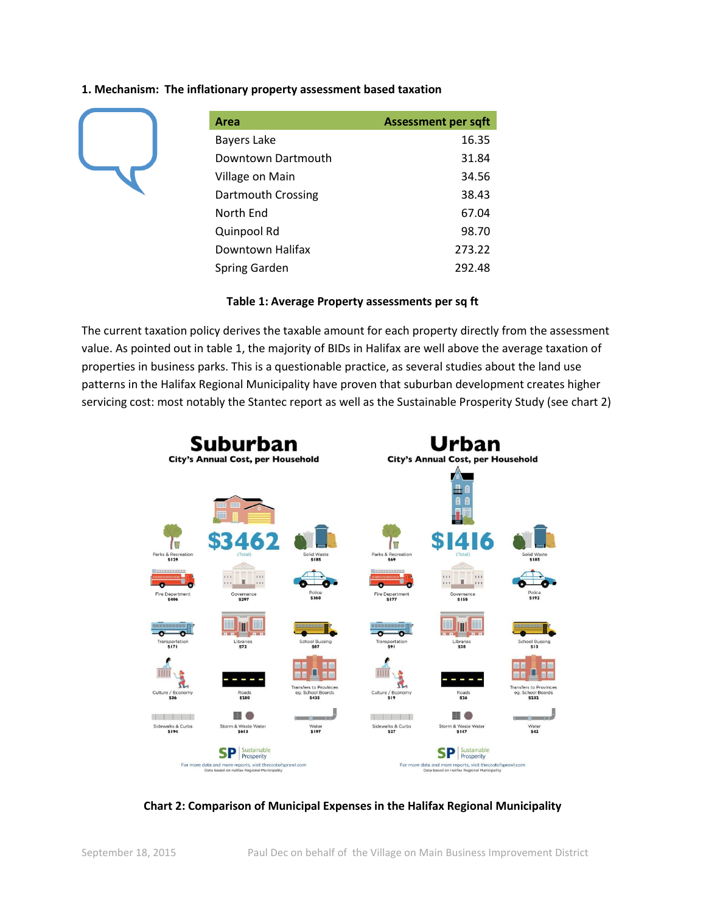**1. Mechanism: The inflationary property assessment based taxation**

| Area | Assessment per sqft |
|---|---|
| Bayers Lake | 16.35 |
| Downtown Dartmouth | 31.84 |
| Village on Main | 34.56 |
| Dartmouth Crossing | 38.43 |
| North End | 67.04 |
| Quinpool Rd | 98.70 |
| Downtown Halifax | 273.22 |
| Spring Garden | 292.48 |

**Table 1: Average Property assessments per sq ft**

The current taxation policy derives the taxable amount for each property directly from the assessment value. As pointed out in table 1, the majority of BIDs in Halifax are well above the average taxation of properties in business parks. This is a questionable practice, as several studies about the land use patterns in the Halifax Regional Municipality have proven that suburban development creates higher servicing cost: most notably the Stantec report as well as the Sustainable Prosperity Study (see chart 2)

| Category | Suburban – City's Annual Cost, per Household | Urban – City's Annual Cost, per Household |
|---|---|---|
| Total | $3462 | $1416 |
| Parks & Recreation | $129 | $69 |
| Solid Waste | $185 | $185 |
| Fire Department | $406 | $177 |
| Governance | $297 | $158 |
| Police | $360 | $192 |
| Transportation | $171 | $91 |
| Libraries | $72 | $38 |
| School Bussing | $87 | $13 |
| Culture / Economy | $36 | $19 |
| Roads | $280 | $26 |
| Transfers to Provinces eg. School Boards | $435 | $232 |
| Sidewalks & Curbs | $194 | $27 |
| Storm & Waste Water | $613 | $147 |
| Water | $197 | $42 |

Sustainable Prosperity. For more data and more reports, visit thecostofsprawl.com. Data based on Halifax Regional Municipality

**Chart 2: Comparison of Municipal Expenses in the Halifax Regional Municipality**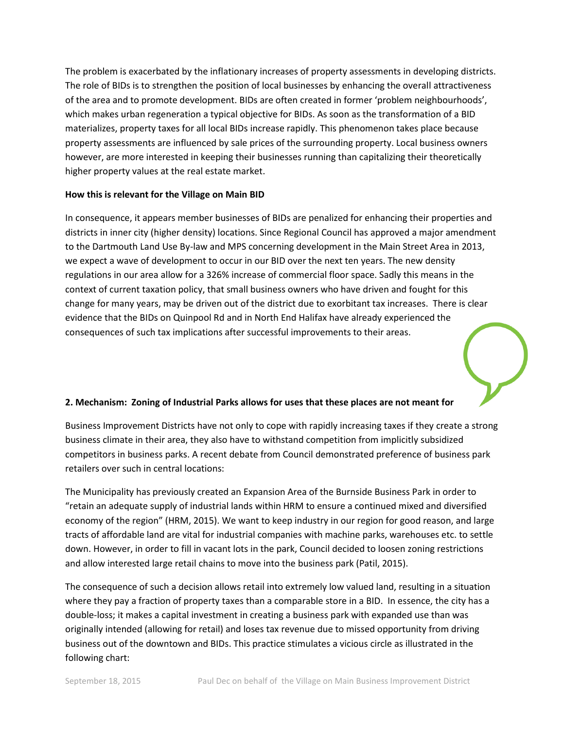The problem is exacerbated by the inflationary increases of property assessments in developing districts. The role of BIDs is to strengthen the position of local businesses by enhancing the overall attractiveness of the area and to promote development. BIDs are often created in former 'problem neighbourhoods', which makes urban regeneration a typical objective for BIDs. As soon as the transformation of a BID materializes, property taxes for all local BIDs increase rapidly. This phenomenon takes place because property assessments are influenced by sale prices of the surrounding property. Local business owners however, are more interested in keeping their businesses running than capitalizing their theoretically higher property values at the real estate market.

**How this is relevant for the Village on Main BID**

In consequence, it appears member businesses of BIDs are penalized for enhancing their properties and districts in inner city (higher density) locations. Since Regional Council has approved a major amendment to the Dartmouth Land Use By-law and MPS concerning development in the Main Street Area in 2013, we expect a wave of development to occur in our BID over the next ten years. The new density regulations in our area allow for a 326% increase of commercial floor space. Sadly this means in the context of current taxation policy, that small business owners who have driven and fought for this change for many years, may be driven out of the district due to exorbitant tax increases. There is clear evidence that the BIDs on Quinpool Rd and in North End Halifax have already experienced the consequences of such tax implications after successful improvements to their areas.

**2. Mechanism: Zoning of Industrial Parks allows for uses that these places are not meant for**

Business Improvement Districts have not only to cope with rapidly increasing taxes if they create a strong business climate in their area, they also have to withstand competition from implicitly subsidized competitors in business parks. A recent debate from Council demonstrated preference of business park retailers over such in central locations:

The Municipality has previously created an Expansion Area of the Burnside Business Park in order to "retain an adequate supply of industrial lands within HRM to ensure a continued mixed and diversified economy of the region" (HRM, 2015). We want to keep industry in our region for good reason, and large tracts of affordable land are vital for industrial companies with machine parks, warehouses etc. to settle down. However, in order to fill in vacant lots in the park, Council decided to loosen zoning restrictions and allow interested large retail chains to move into the business park (Patil, 2015).

The consequence of such a decision allows retail into extremely low valued land, resulting in a situation where they pay a fraction of property taxes than a comparable store in a BID. In essence, the city has a double-loss; it makes a capital investment in creating a business park with expanded use than was originally intended (allowing for retail) and loses tax revenue due to missed opportunity from driving business out of the downtown and BIDs. This practice stimulates a vicious circle as illustrated in the following chart: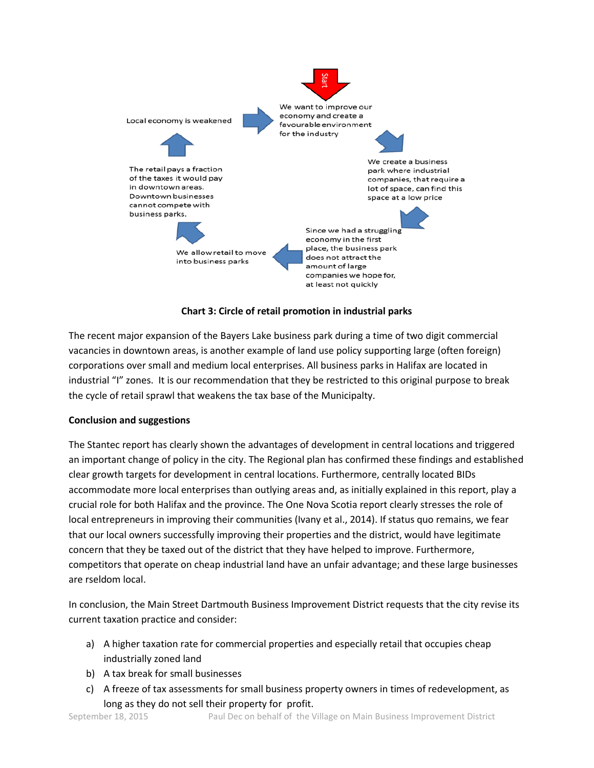Start

We want to improve our economy and create a favourable environment for the industry

We create a business park where industrial companies, that require a lot of space, can find this space at a low price

Since we had a struggling economy in the first place, the business park does not attract the amount of large companies we hope for, at least not quickly

We allow retail to move into business parks

The retail pays a fraction of the taxes it would pay in downtown areas. Downtown businesses cannot compete with business parks.

Local economy is weakened

**Chart 3: Circle of retail promotion in industrial parks**

The recent major expansion of the Bayers Lake business park during a time of two digit commercial vacancies in downtown areas, is another example of land use policy supporting large (often foreign) corporations over small and medium local enterprises. All business parks in Halifax are located in industrial "I" zones. It is our recommendation that they be restricted to this original purpose to break the cycle of retail sprawl that weakens the tax base of the Municipalty.

**Conclusion and suggestions**

The Stantec report has clearly shown the advantages of development in central locations and triggered an important change of policy in the city. The Regional plan has confirmed these findings and established clear growth targets for development in central locations. Furthermore, centrally located BIDs accommodate more local enterprises than outlying areas and, as initially explained in this report, play a crucial role for both Halifax and the province. The One Nova Scotia report clearly stresses the role of local entrepreneurs in improving their communities (Ivany et al., 2014). If status quo remains, we fear that our local owners successfully improving their properties and the district, would have legitimate concern that they be taxed out of the district that they have helped to improve. Furthermore, competitors that operate on cheap industrial land have an unfair advantage; and these large businesses are rseldom local.

In conclusion, the Main Street Dartmouth Business Improvement District requests that the city revise its current taxation practice and consider:

a) A higher taxation rate for commercial properties and especially retail that occupies cheap industrially zoned land
b) A tax break for small businesses
c) A freeze of tax assessments for small business property owners in times of redevelopment, as long as they do not sell their property for profit.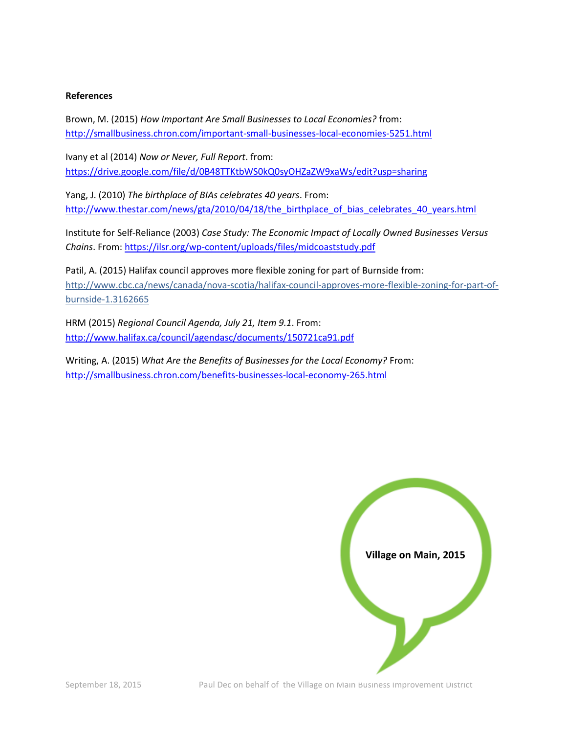**References**

Brown, M. (2015) *How Important Are Small Businesses to Local Economies?* from: http://smallbusiness.chron.com/important-small-businesses-local-economies-5251.html

Ivany et al (2014) *Now or Never, Full Report*. from: https://drive.google.com/file/d/0B48TTKtbWS0kQ0syOHZaZW9xaWs/edit?usp=sharing

Yang, J. (2010) *The birthplace of BIAs celebrates 40 years*. From: http://www.thestar.com/news/gta/2010/04/18/the_birthplace_of_bias_celebrates_40_years.html

Institute for Self-Reliance (2003) *Case Study: The Economic Impact of Locally Owned Businesses Versus Chains*. From: https://ilsr.org/wp-content/uploads/files/midcoaststudy.pdf

Patil, A. (2015) Halifax council approves more flexible zoning for part of Burnside from: http://www.cbc.ca/news/canada/nova-scotia/halifax-council-approves-more-flexible-zoning-for-part-of-burnside-1.3162665

HRM (2015) *Regional Council Agenda, July 21, Item 9.1*. From: http://www.halifax.ca/council/agendasc/documents/150721ca91.pdf

Writing, A. (2015) *What Are the Benefits of Businesses for the Local Economy?* From: http://smallbusiness.chron.com/benefits-businesses-local-economy-265.html

**Village on Main, 2015**